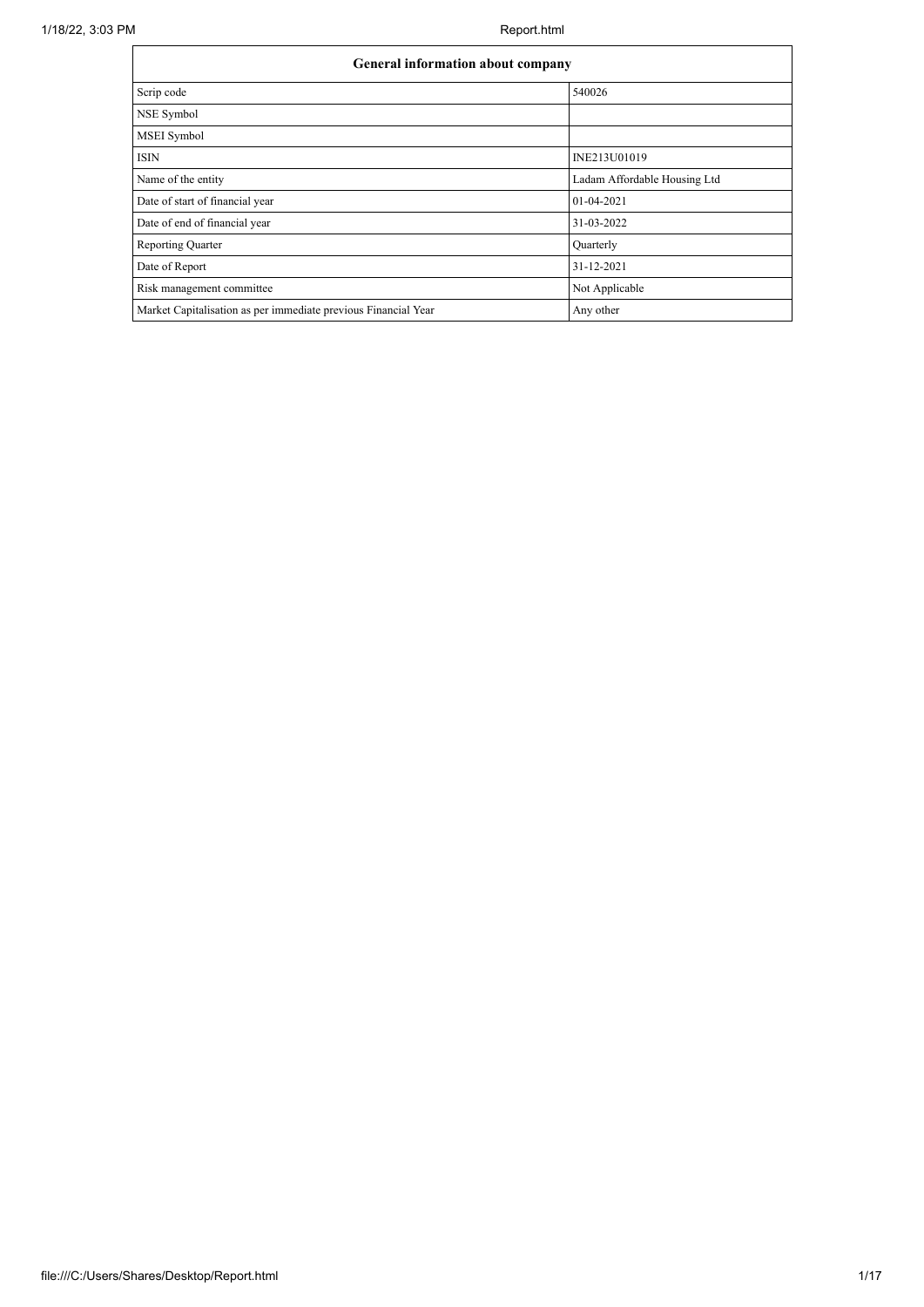| General information about company | |
|---|---|
| Scrip code | 540026 |
| NSE Symbol | |
| MSEI Symbol | |
| ISIN | INE213U01019 |
| Name of the entity | Ladam Affordable Housing Ltd |
| Date of start of financial year | 01-04-2021 |
| Date of end of financial year | 31-03-2022 |
| Reporting Quarter | Quarterly |
| Date of Report | 31-12-2021 |
| Risk management committee | Not Applicable |
| Market Capitalisation as per immediate previous Financial Year | Any other |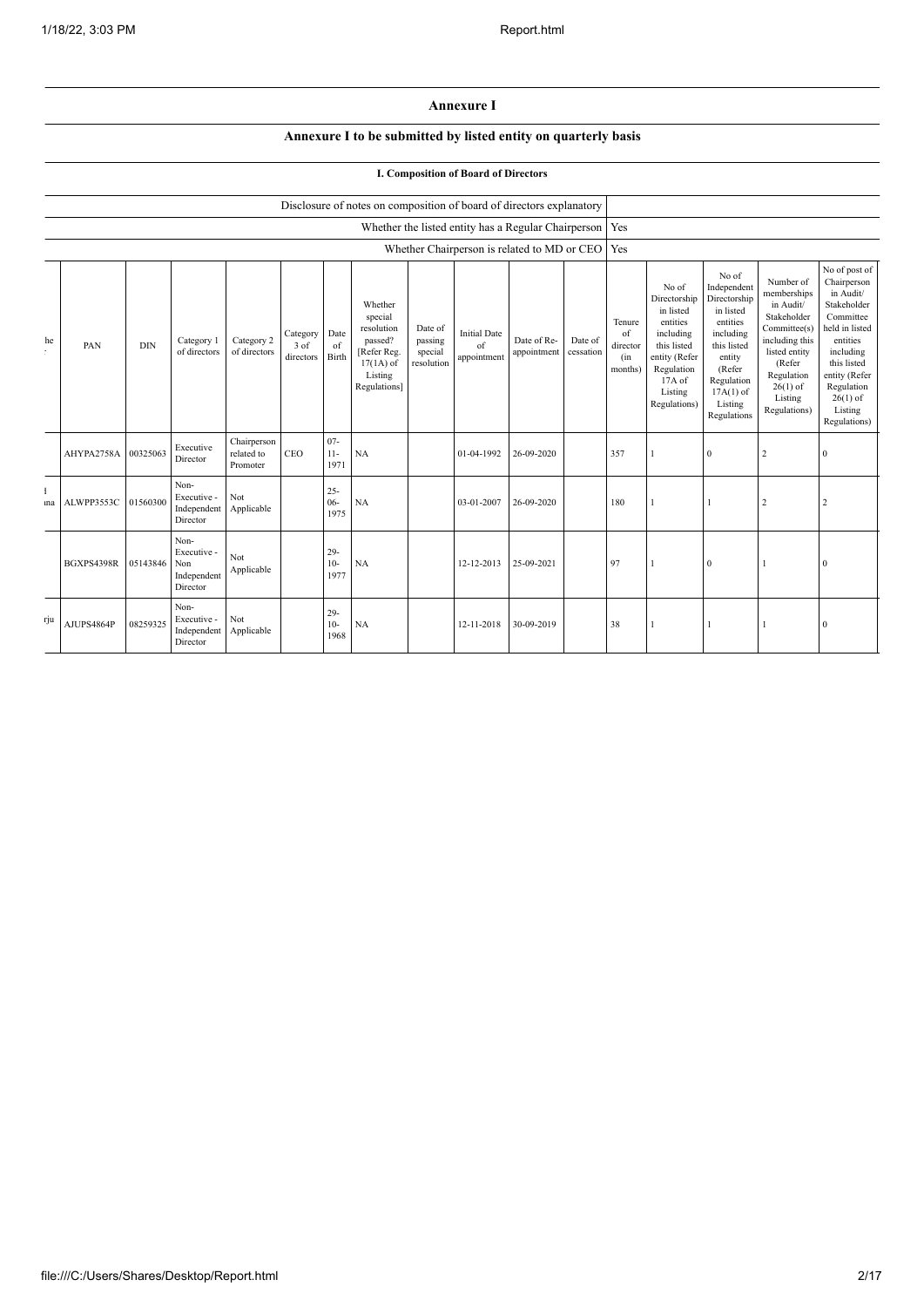# Annexure I

## Annexure I to be submitted by listed entity on quarterly basis

### I. Composition of Board of Directors

| Disclosure of notes on composition of board of directors explanatory | |
|---|---|
| Whether the listed entity has a Regular Chairperson | Yes |
| Whether Chairperson is related to MD or CEO | Yes |

| he . | PAN | DIN | Category 1 of directors | Category 2 of directors | Category 3 of directors | Date of Birth | Whether special resolution passed? [Refer Reg. 17(1A) of Listing Regulations] | Date of passing special resolution | Initial Date of appointment | Date of Re-appointment | Date of cessation | Tenure of director (in months) | No of Directorship in listed entities including this listed entity (Refer Regulation 17A of Listing Regulations) | No of Independent Directorship in listed entities including this listed entity (Refer Regulation 17A(1) of Listing Regulations | Number of memberships in Audit/ Stakeholder Committee(s) including this listed entity (Refer Regulation 26(1) of Listing Regulations) | No of post of Chairperson in Audit/ Stakeholder Committee held in listed entities including this listed entity (Refer Regulation 26(1) of Listing Regulations) |
|---|---|---|---|---|---|---|---|---|---|---|---|---|---|---|---|---|
| | AHYPA2758A | 00325063 | Executive Director | Chairperson related to Promoter | CEO | 07-11-1971 | NA | | 01-04-1992 | 26-09-2020 | | 357 | 1 | 0 | 2 | 0 |
| l ına | ALWPP3553C | 01560300 | Non-Executive - Independent Director | Not Applicable | | 25-06-1975 | NA | | 03-01-2007 | 26-09-2020 | | 180 | 1 | 1 | 2 | 2 |
| | BGXPS4398R | 05143846 | Non-Executive - Non Independent Director | Not Applicable | | 29-10-1977 | NA | | 12-12-2013 | 25-09-2021 | | 97 | 1 | 0 | 1 | 0 |
| rju | AJUPS4864P | 08259325 | Non-Executive - Independent Director | Not Applicable | | 29-10-1968 | NA | | 12-11-2018 | 30-09-2019 | | 38 | 1 | 1 | 1 | 0 |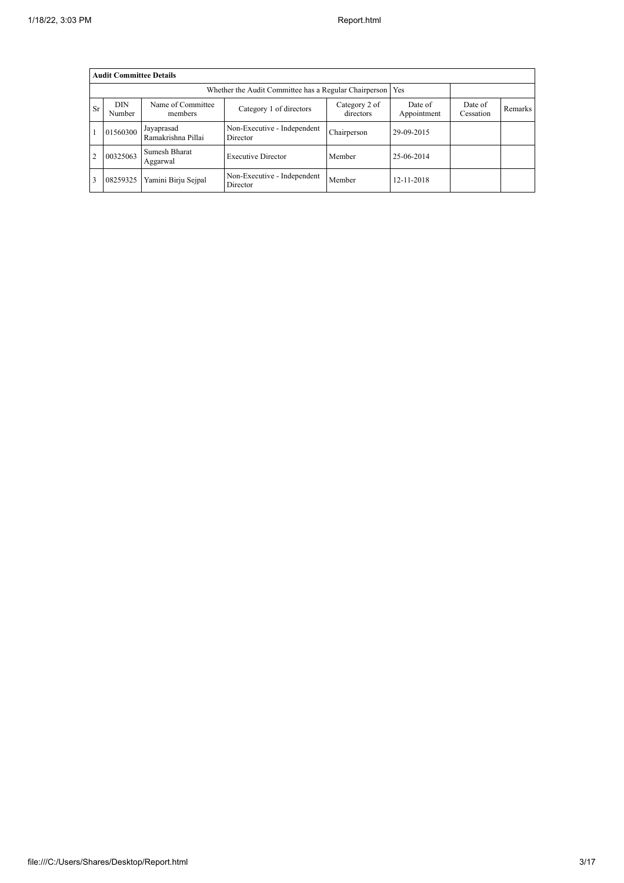| Audit Committee Details | | | | | | | |
|---|---|---|---|---|---|---|---|
| Whether the Audit Committee has a Regular Chairperson | | | | | Yes | | |
| Sr | DIN Number | Name of Committee members | Category 1 of directors | Category 2 of directors | Date of Appointment | Date of Cessation | Remarks |
| 1 | 01560300 | Jayaprasad Ramakrishna Pillai | Non-Executive - Independent Director | Chairperson | 29-09-2015 | | |
| 2 | 00325063 | Sumesh Bharat Aggarwal | Executive Director | Member | 25-06-2014 | | |
| 3 | 08259325 | Yamini Birju Sejpal | Non-Executive - Independent Director | Member | 12-11-2018 | | |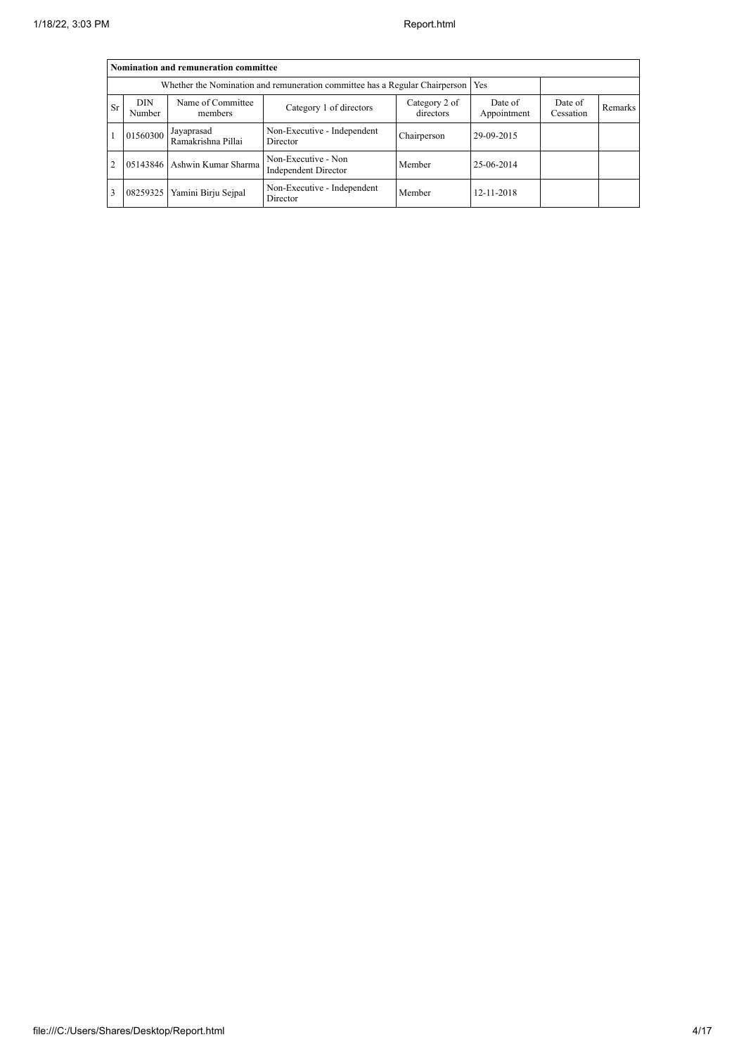| Nomination and remuneration committee | | | | | | | |
|---|---|---|---|---|---|---|---|
| Whether the Nomination and remuneration committee has a Regular Chairperson | | | | Yes | | | |
| Sr | DIN Number | Name of Committee members | Category 1 of directors | Category 2 of directors | Date of Appointment | Date of Cessation | Remarks |
| 1 | 01560300 | Jayaprasad Ramakrishna Pillai | Non-Executive - Independent Director | Chairperson | 29-09-2015 | | |
| 2 | 05143846 | Ashwin Kumar Sharma | Non-Executive - Non Independent Director | Member | 25-06-2014 | | |
| 3 | 08259325 | Yamini Birju Sejpal | Non-Executive - Independent Director | Member | 12-11-2018 | | |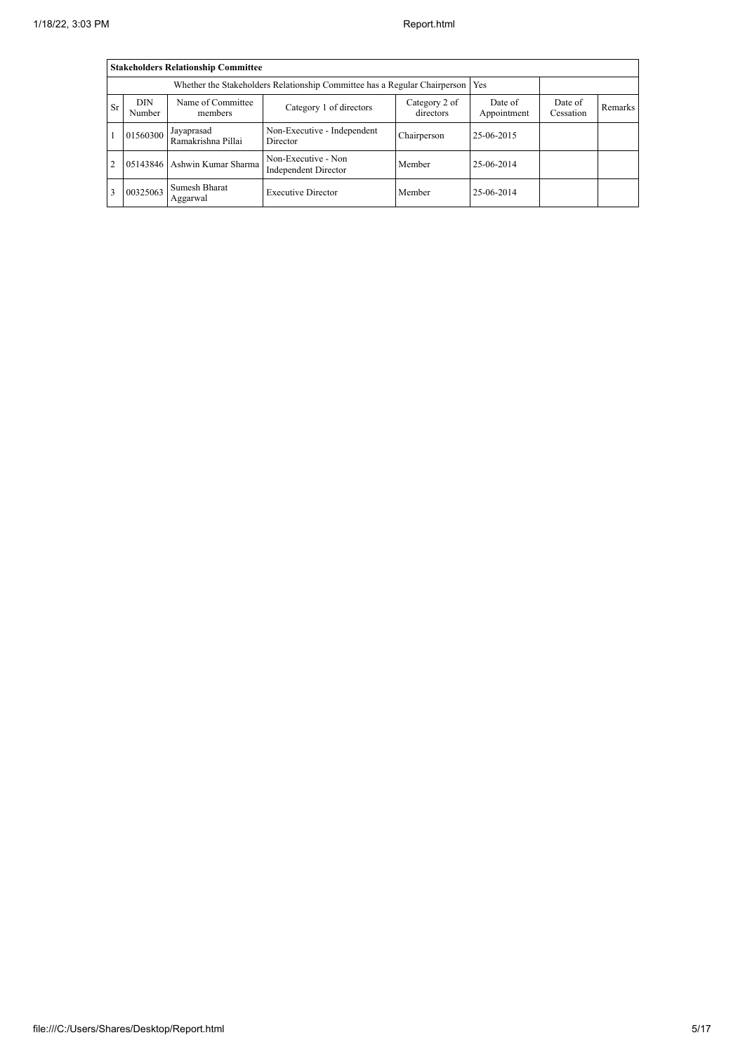| Stakeholders Relationship Committee | | | | | | | |
|---|---|---|---|---|---|---|---|
| Whether the Stakeholders Relationship Committee has a Regular Chairperson | | | | | Yes | | |
| Sr | DIN Number | Name of Committee members | Category 1 of directors | Category 2 of directors | Date of Appointment | Date of Cessation | Remarks |
| 1 | 01560300 | Jayaprasad Ramakrishna Pillai | Non-Executive - Independent Director | Chairperson | 25-06-2015 | | |
| 2 | 05143846 | Ashwin Kumar Sharma | Non-Executive - Non Independent Director | Member | 25-06-2014 | | |
| 3 | 00325063 | Sumesh Bharat Aggarwal | Executive Director | Member | 25-06-2014 | | |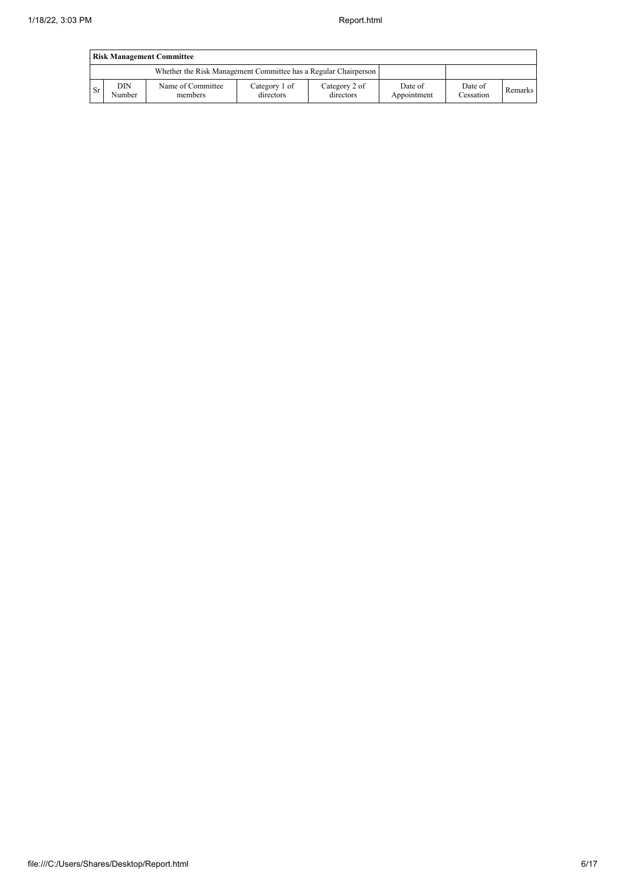| Risk Management Committee | | | | | | | |
|---|---|---|---|---|---|---|---|
| Whether the Risk Management Committee has a Regular Chairperson | | | | | | | |
| Sr | DIN Number | Name of Committee members | Category 1 of directors | Category 2 of directors | Date of Appointment | Date of Cessation | Remarks |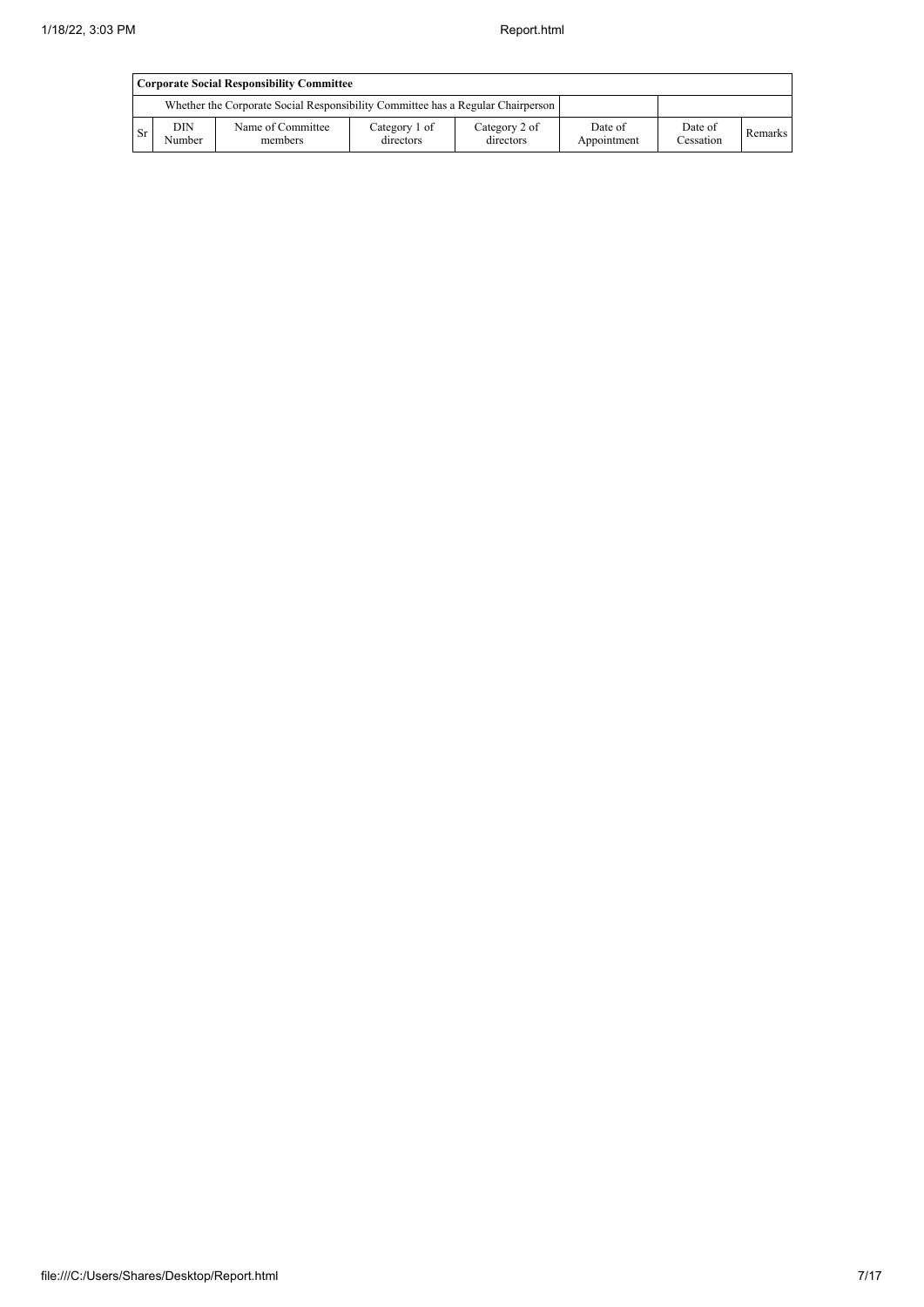| Corporate Social Responsibility Committee | | | | | | | |
|---|---|---|---|---|---|---|---|
| Whether the Corporate Social Responsibility Committee has a Regular Chairperson | | | | | | | |
| Sr | DIN Number | Name of Committee members | Category 1 of directors | Category 2 of directors | Date of Appointment | Date of Cessation | Remarks |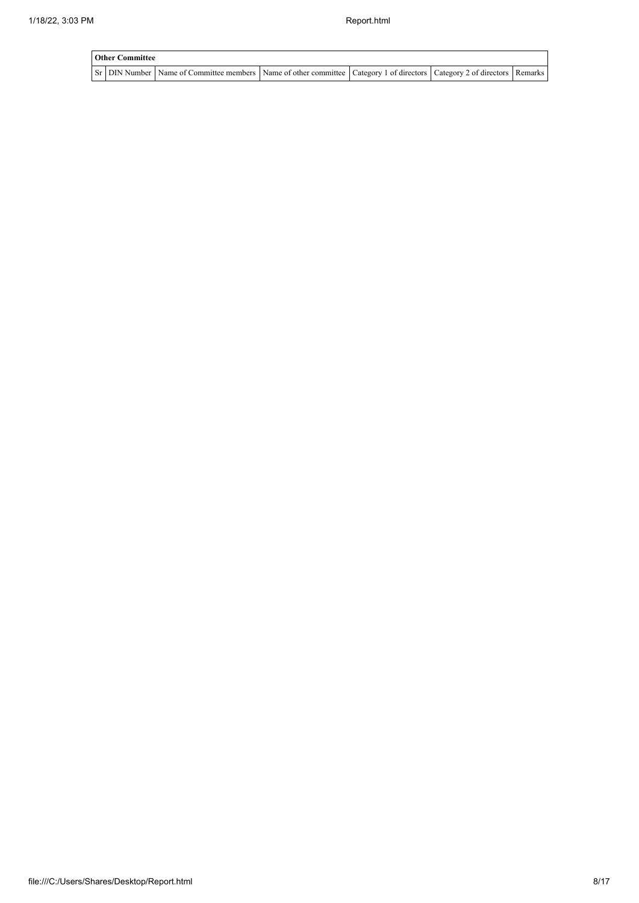| Other Committee | | | | | | |
|---|---|---|---|---|---|---|
| Sr | DIN Number | Name of Committee members | Name of other committee | Category 1 of directors | Category 2 of directors | Remarks |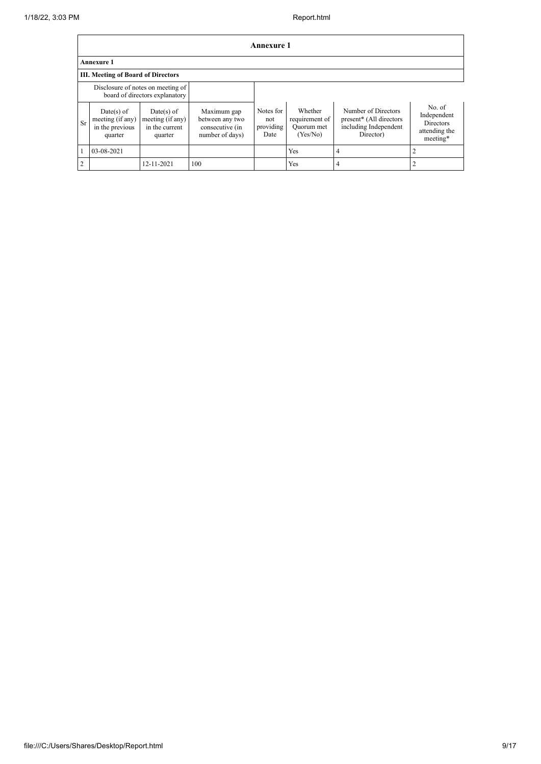# Annexure 1

## Annexure 1

### III. Meeting of Board of Directors

| Disclosure of notes on meeting of board of directors explanatory | | | | | | | |
|---|---|---|---|---|---|---|---|
| Sr | Date(s) of meeting (if any) in the previous quarter | Date(s) of meeting (if any) in the current quarter | Maximum gap between any two consecutive (in number of days) | Notes for not providing Date | Whether requirement of Quorum met (Yes/No) | Number of Directors present* (All directors including Independent Director) | No. of Independent Directors attending the meeting* |
| 1 | 03-08-2021 | | | | Yes | 4 | 2 |
| 2 | | 12-11-2021 | 100 | | Yes | 4 | 2 |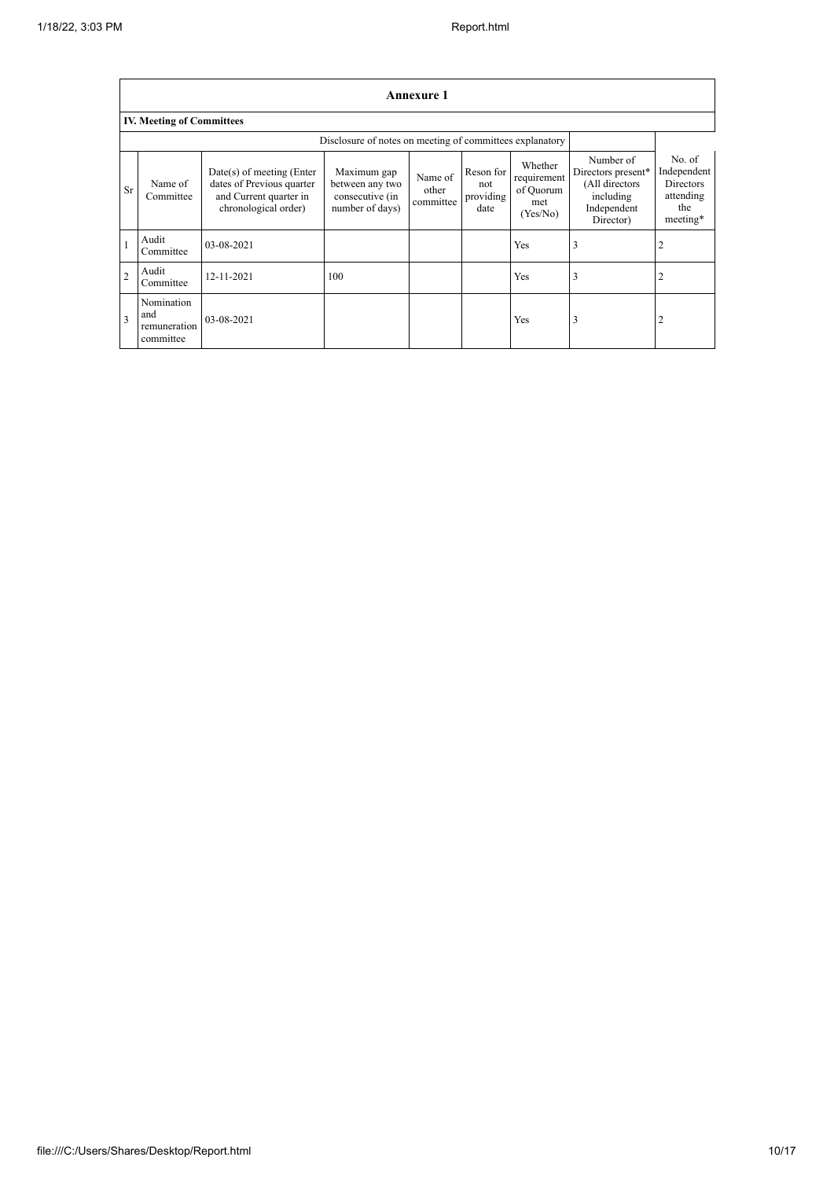## Annexure 1

### IV. Meeting of Committees

| | | | Disclosure of notes on meeting of committees explanatory | | | | | |
|---|---|---|---|---|---|---|---|---|
| Sr | Name of Committee | Date(s) of meeting (Enter dates of Previous quarter and Current quarter in chronological order) | Maximum gap between any two consecutive (in number of days) | Name of other committee | Reson for not providing date | Whether requirement of Quorum met (Yes/No) | Number of Directors present* (All directors including Independent Director) | No. of Independent Directors attending the meeting* |
| 1 | Audit Committee | 03-08-2021 | | | | Yes | 3 | 2 |
| 2 | Audit Committee | 12-11-2021 | 100 | | | Yes | 3 | 2 |
| 3 | Nomination and remuneration committee | 03-08-2021 | | | | Yes | 3 | 2 |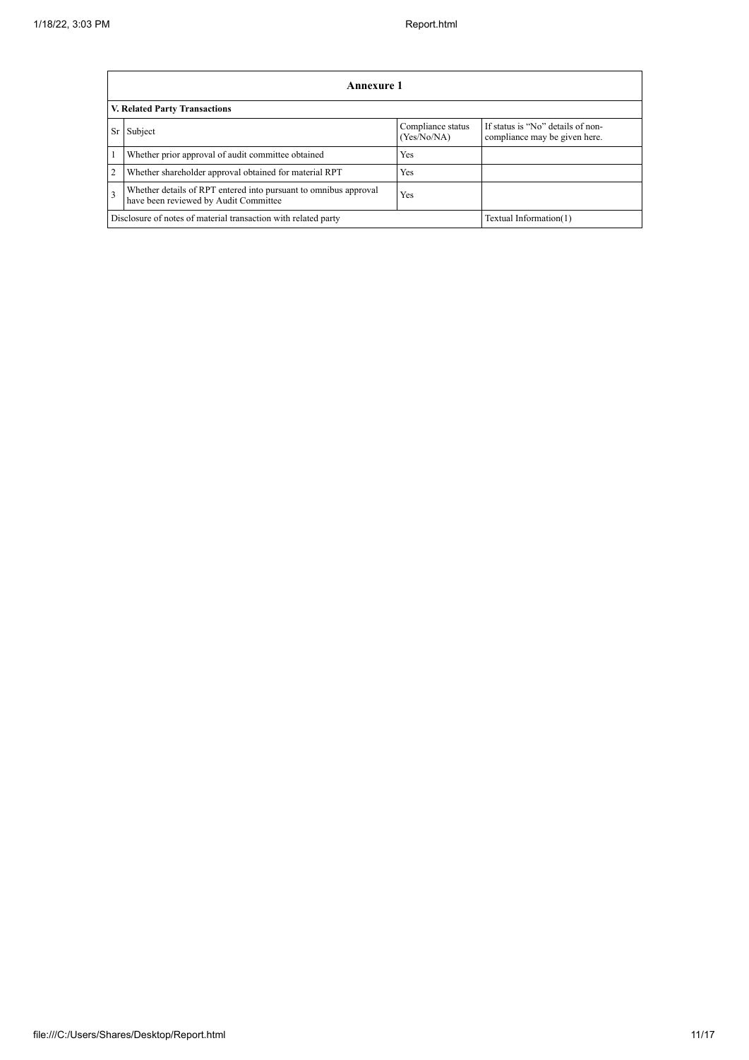| Annexure 1 | | | |
|---|---|---|---|
| **V. Related Party Transactions** | | | |
| Sr | Subject | Compliance status (Yes/No/NA) | If status is "No" details of non-compliance may be given here. |
| 1 | Whether prior approval of audit committee obtained | Yes | |
| 2 | Whether shareholder approval obtained for material RPT | Yes | |
| 3 | Whether details of RPT entered into pursuant to omnibus approval have been reviewed by Audit Committee | Yes | |
| Disclosure of notes of material transaction with related party | | | Textual Information(1) |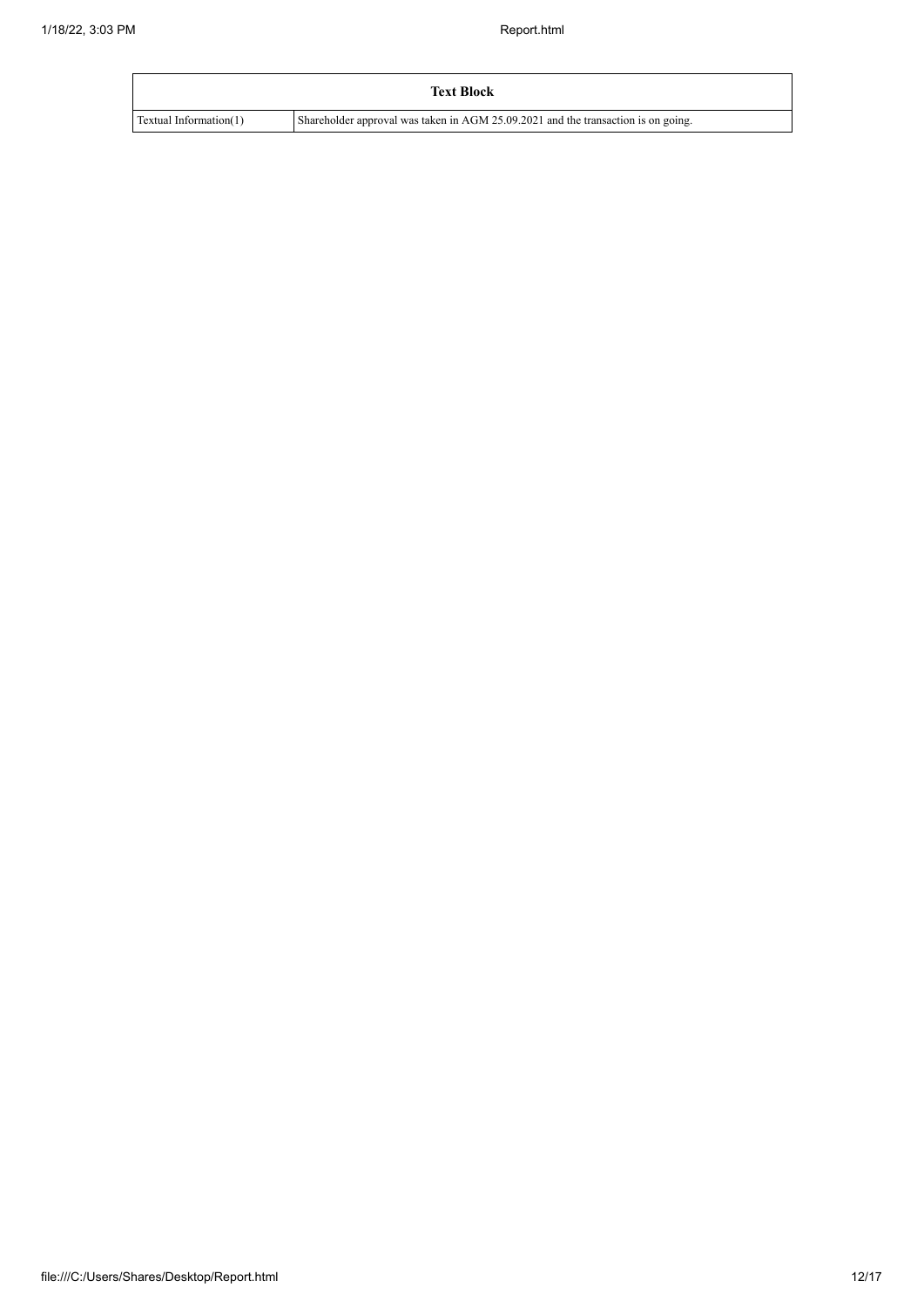| Text Block | |
|---|---|
| Textual Information(1) | Shareholder approval was taken in AGM 25.09.2021 and the transaction is on going. |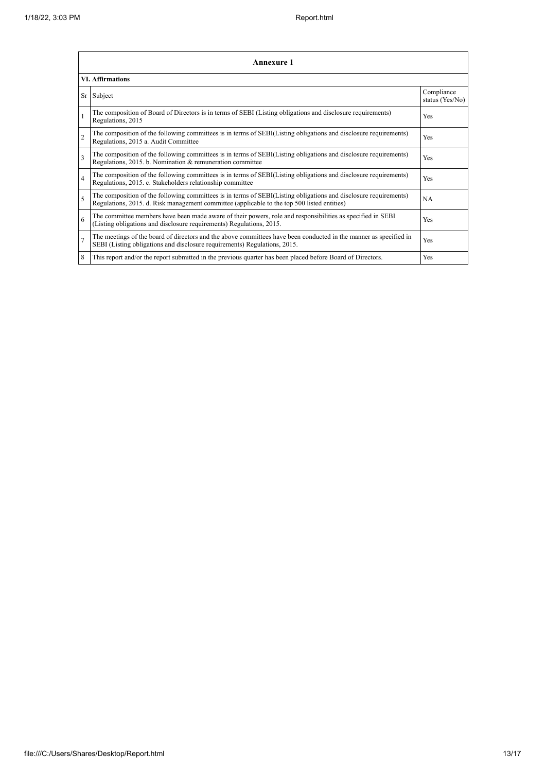## Annexure 1

### VI. Affirmations

| Sr | Subject | Compliance status (Yes/No) |
|---|---|---|
| 1 | The composition of Board of Directors is in terms of SEBI (Listing obligations and disclosure requirements) Regulations, 2015 | Yes |
| 2 | The composition of the following committees is in terms of SEBI(Listing obligations and disclosure requirements) Regulations, 2015 a. Audit Committee | Yes |
| 3 | The composition of the following committees is in terms of SEBI(Listing obligations and disclosure requirements) Regulations, 2015. b. Nomination & remuneration committee | Yes |
| 4 | The composition of the following committees is in terms of SEBI(Listing obligations and disclosure requirements) Regulations, 2015. c. Stakeholders relationship committee | Yes |
| 5 | The composition of the following committees is in terms of SEBI(Listing obligations and disclosure requirements) Regulations, 2015. d. Risk management committee (applicable to the top 500 listed entities) | NA |
| 6 | The committee members have been made aware of their powers, role and responsibilities as specified in SEBI (Listing obligations and disclosure requirements) Regulations, 2015. | Yes |
| 7 | The meetings of the board of directors and the above committees have been conducted in the manner as specified in SEBI (Listing obligations and disclosure requirements) Regulations, 2015. | Yes |
| 8 | This report and/or the report submitted in the previous quarter has been placed before Board of Directors. | Yes |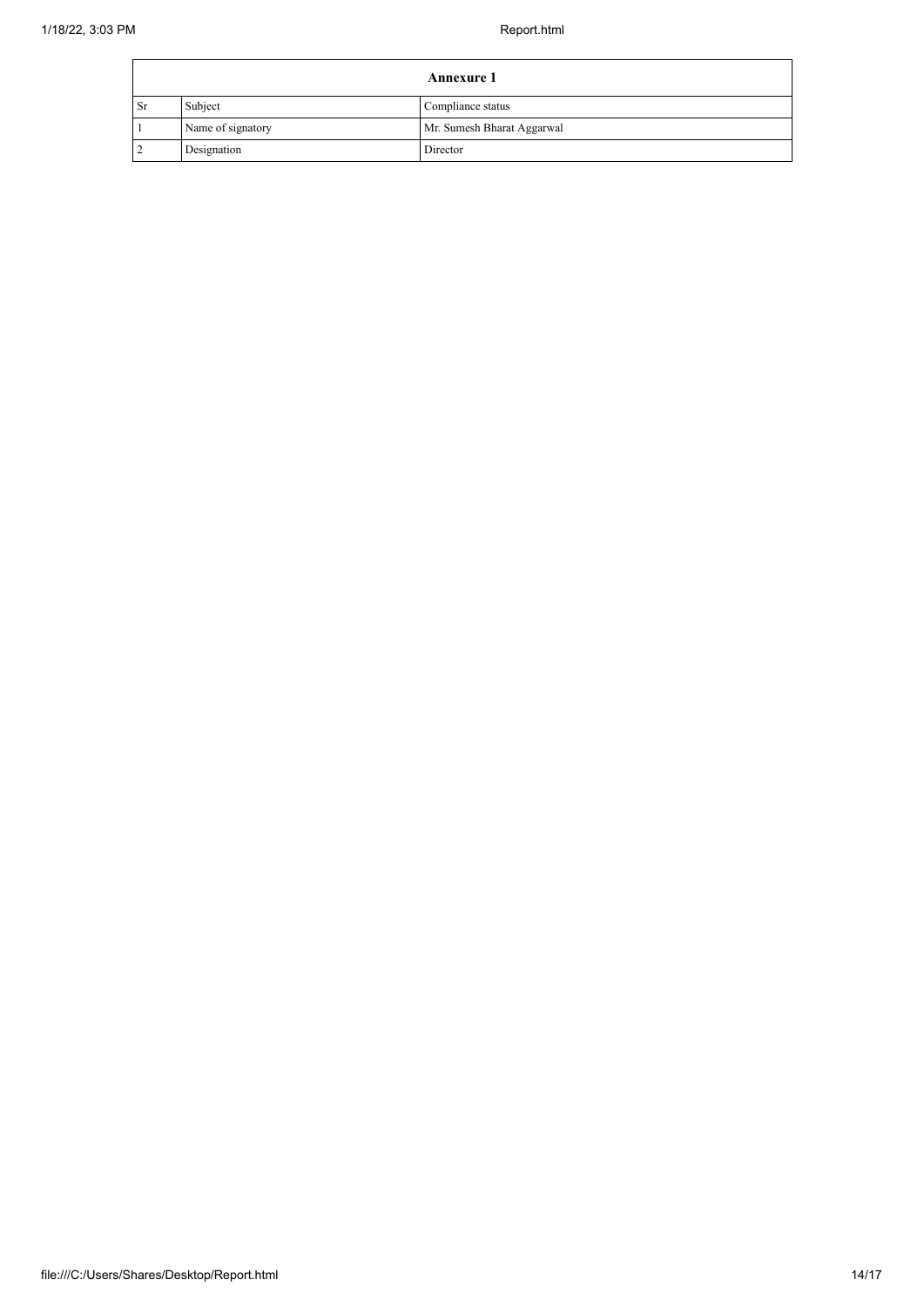| Annexure 1 | | |
|---|---|---|
| Sr | Subject | Compliance status |
| 1 | Name of signatory | Mr. Sumesh Bharat Aggarwal |
| 2 | Designation | Director |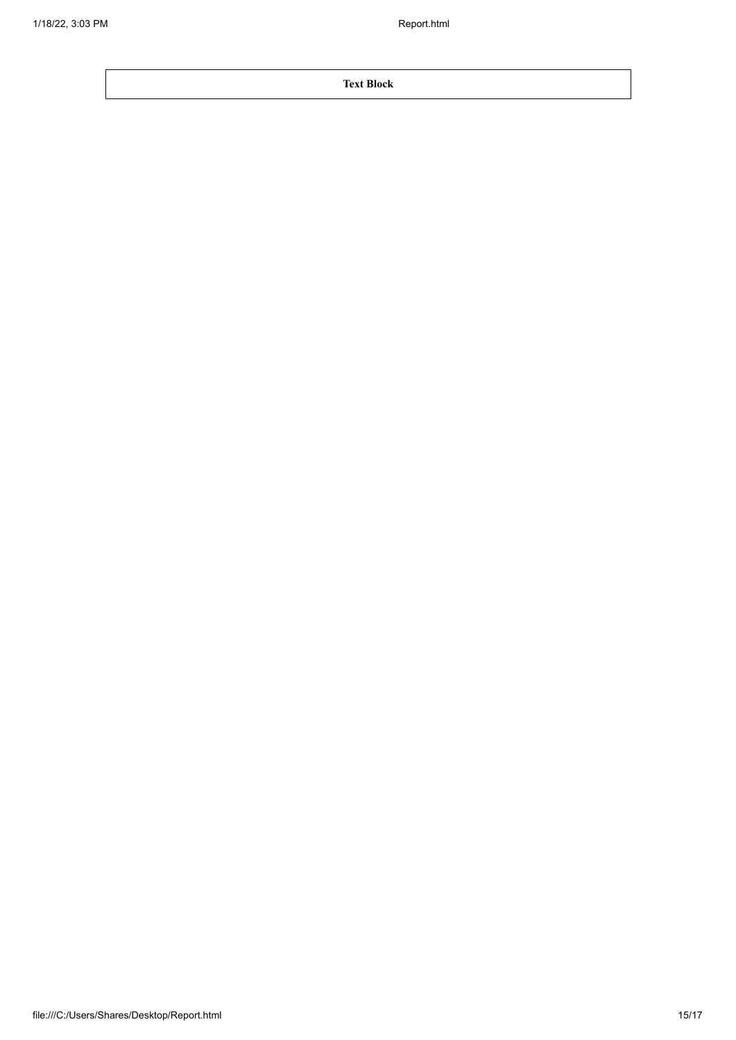| **Text Block** |
| --- |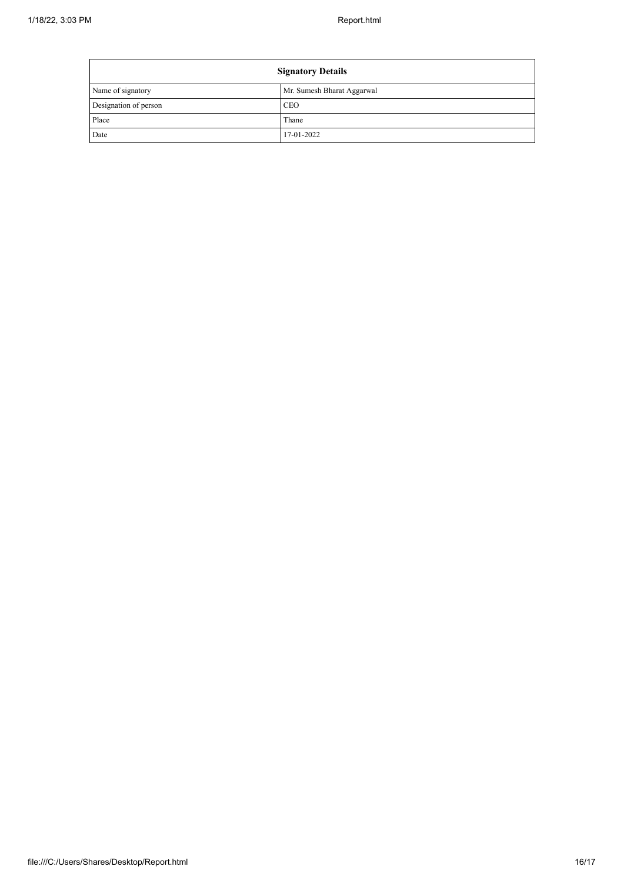| Signatory Details | |
|---|---|
| Name of signatory | Mr. Sumesh Bharat Aggarwal |
| Designation of person | CEO |
| Place | Thane |
| Date | 17-01-2022 |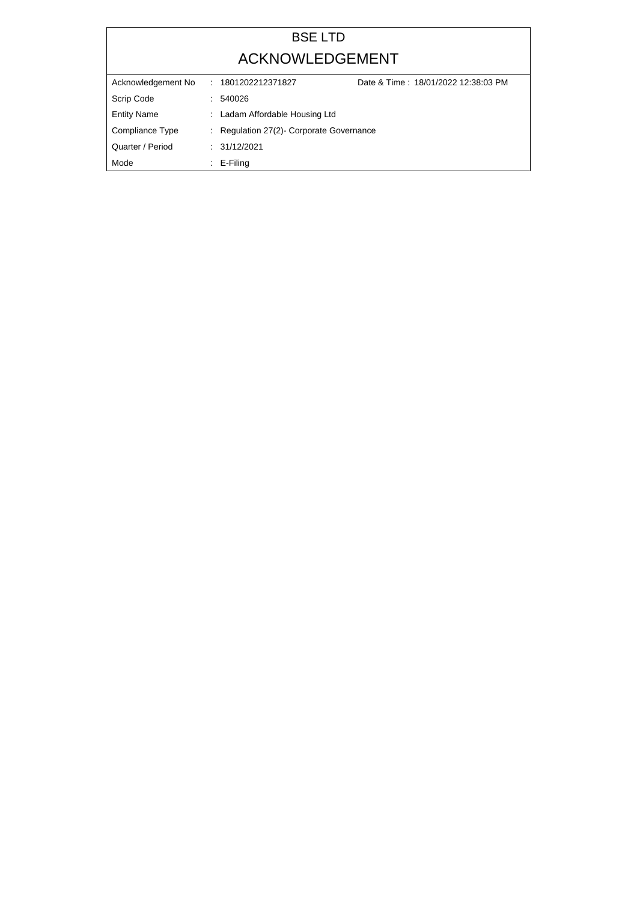# BSE LTD

## ACKNOWLEDGEMENT

| | | |
|---|---|---|
| Acknowledgement No | : 1801202212371827 | Date & Time : 18/01/2022 12:38:03 PM |
| Scrip Code | : 540026 | |
| Entity Name | : Ladam Affordable Housing Ltd | |
| Compliance Type | : Regulation 27(2)- Corporate Governance | |
| Quarter / Period | : 31/12/2021 | |
| Mode | : E-Filing | |